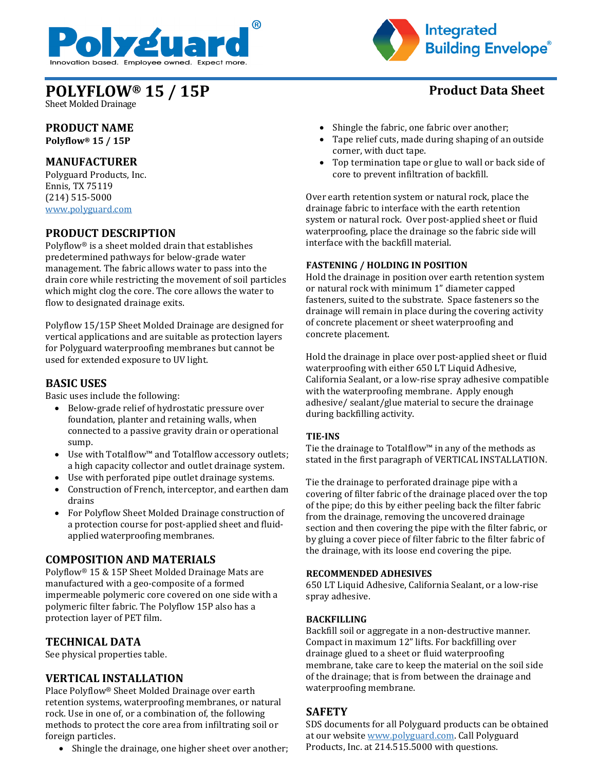Polyguard®

Innovation based. Employee owned. Expect more.

Integrated Building Envelope®

# POLYFLOW® 15 / 15P

Sheet Molded Drainage

**Product Data Sheet**

## PRODUCT NAME

**Polyflow® 15 / 15P**

## MANUFACTURER

Polyguard Products, Inc.
Ennis, TX 75119
(214) 515-5000
www.polyguard.com

## PRODUCT DESCRIPTION

Polyflow® is a sheet molded drain that establishes predetermined pathways for below-grade water management. The fabric allows water to pass into the drain core while restricting the movement of soil particles which might clog the core. The core allows the water to flow to designated drainage exits.

Polyflow 15/15P Sheet Molded Drainage are designed for vertical applications and are suitable as protection layers for Polyguard waterproofing membranes but cannot be used for extended exposure to UV light.

## BASIC USES

Basic uses include the following:

- Below-grade relief of hydrostatic pressure over foundation, planter and retaining walls, when connected to a passive gravity drain or operational sump.
- Use with Totalflow™ and Totalflow accessory outlets; a high capacity collector and outlet drainage system.
- Use with perforated pipe outlet drainage systems.
- Construction of French, interceptor, and earthen dam drains
- For Polyflow Sheet Molded Drainage construction of a protection course for post-applied sheet and fluid-applied waterproofing membranes.

## COMPOSITION AND MATERIALS

Polyflow® 15 & 15P Sheet Molded Drainage Mats are manufactured with a geo-composite of a formed impermeable polymeric core covered on one side with a polymeric filter fabric. The Polyflow 15P also has a protection layer of PET film.

## TECHNICAL DATA

See physical properties table.

## VERTICAL INSTALLATION

Place Polyflow® Sheet Molded Drainage over earth retention systems, waterproofing membranes, or natural rock. Use in one of, or a combination of, the following methods to protect the core area from infiltrating soil or foreign particles.

- Shingle the drainage, one higher sheet over another;
- Shingle the fabric, one fabric over another;
- Tape relief cuts, made during shaping of an outside corner, with duct tape.
- Top termination tape or glue to wall or back side of core to prevent infiltration of backfill.

Over earth retention system or natural rock, place the drainage fabric to interface with the earth retention system or natural rock. Over post-applied sheet or fluid waterproofing, place the drainage so the fabric side will interface with the backfill material.

### FASTENING / HOLDING IN POSITION

Hold the drainage in position over earth retention system or natural rock with minimum 1" diameter capped fasteners, suited to the substrate. Space fasteners so the drainage will remain in place during the covering activity of concrete placement or sheet waterproofing and concrete placement.

Hold the drainage in place over post-applied sheet or fluid waterproofing with either 650 LT Liquid Adhesive, California Sealant, or a low-rise spray adhesive compatible with the waterproofing membrane. Apply enough adhesive/ sealant/glue material to secure the drainage during backfilling activity.

### TIE-INS

Tie the drainage to Totalflow™ in any of the methods as stated in the first paragraph of VERTICAL INSTALLATION.

Tie the drainage to perforated drainage pipe with a covering of filter fabric of the drainage placed over the top of the pipe; do this by either peeling back the filter fabric from the drainage, removing the uncovered drainage section and then covering the pipe with the filter fabric, or by gluing a cover piece of filter fabric to the filter fabric of the drainage, with its loose end covering the pipe.

### RECOMMENDED ADHESIVES

650 LT Liquid Adhesive, California Sealant, or a low-rise spray adhesive.

### BACKFILLING

Backfill soil or aggregate in a non-destructive manner. Compact in maximum 12" lifts. For backfilling over drainage glued to a sheet or fluid waterproofing membrane, take care to keep the material on the soil side of the drainage; that is from between the drainage and waterproofing membrane.

## SAFETY

SDS documents for all Polyguard products can be obtained at our website www.polyguard.com. Call Polyguard Products, Inc. at 214.515.5000 with questions.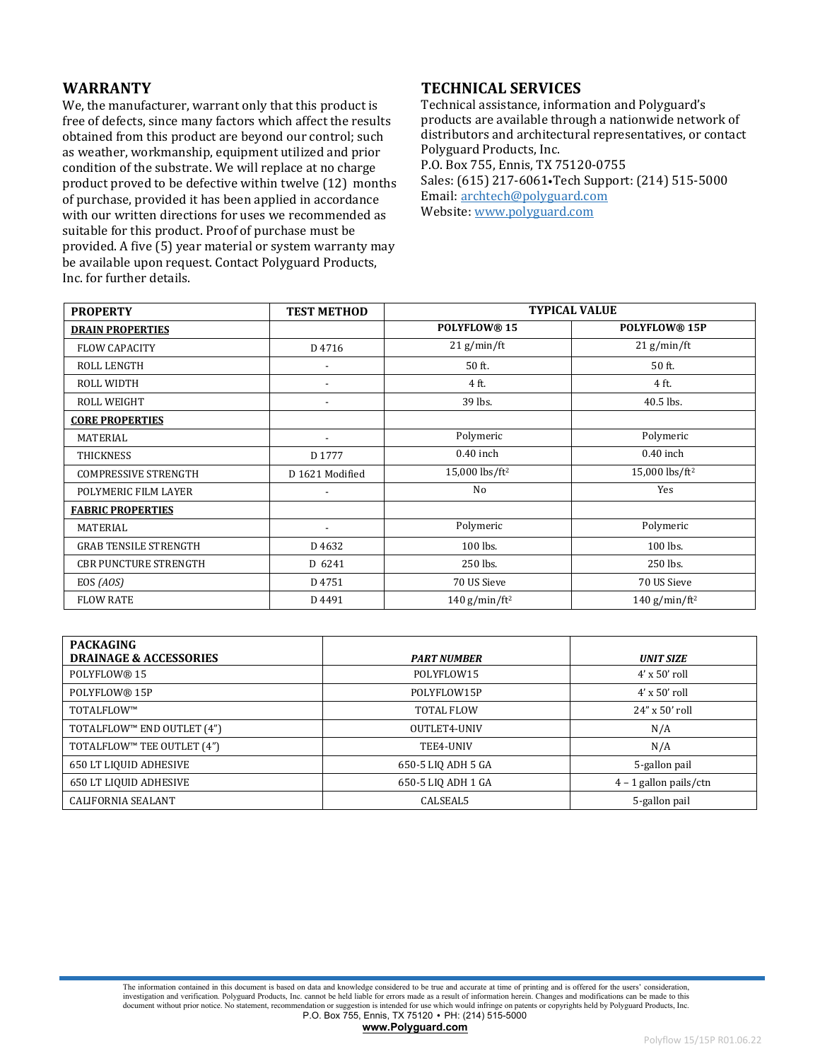## WARRANTY

We, the manufacturer, warrant only that this product is free of defects, since many factors which affect the results obtained from this product are beyond our control; such as weather, workmanship, equipment utilized and prior condition of the substrate. We will replace at no charge product proved to be defective within twelve (12) months of purchase, provided it has been applied in accordance with our written directions for uses we recommended as suitable for this product. Proof of purchase must be provided. A five (5) year material or system warranty may be available upon request. Contact Polyguard Products, Inc. for further details.

## TECHNICAL SERVICES

Technical assistance, information and Polyguard's products are available through a nationwide network of distributors and architectural representatives, or contact Polyguard Products, Inc.
P.O. Box 755, Ennis, TX 75120-0755
Sales: (615) 217-6061•Tech Support: (214) 515-5000
Email: archtech@polyguard.com
Website: www.polyguard.com

| PROPERTY | TEST METHOD | TYPICAL VALUE | |
|---|---|---|---|
| **DRAIN PROPERTIES** | | **POLYFLOW® 15** | **POLYFLOW® 15P** |
| FLOW CAPACITY | D 4716 | 21 g/min/ft | 21 g/min/ft |
| ROLL LENGTH | - | 50 ft. | 50 ft. |
| ROLL WIDTH | - | 4 ft. | 4 ft. |
| ROLL WEIGHT | - | 39 lbs. | 40.5 lbs. |
| **CORE PROPERTIES** | | | |
| MATERIAL | - | Polymeric | Polymeric |
| THICKNESS | D 1777 | 0.40 inch | 0.40 inch |
| COMPRESSIVE STRENGTH | D 1621 Modified | 15,000 lbs/ft$^2$ | 15,000 lbs/ft$^2$ |
| POLYMERIC FILM LAYER | - | No | Yes |
| **FABRIC PROPERTIES** | | | |
| MATERIAL | - | Polymeric | Polymeric |
| GRAB TENSILE STRENGTH | D 4632 | 100 lbs. | 100 lbs. |
| CBR PUNCTURE STRENGTH | D 6241 | 250 lbs. | 250 lbs. |
| EOS *(AOS)* | D 4751 | 70 US Sieve | 70 US Sieve |
| FLOW RATE | D 4491 | 140 g/min/ft$^2$ | 140 g/min/ft$^2$ |

| PACKAGING<br>DRAINAGE & ACCESSORIES | *PART NUMBER* | *UNIT SIZE* |
|---|---|---|
| POLYFLOW® 15 | POLYFLOW15 | 4' x 50' roll |
| POLYFLOW® 15P | POLYFLOW15P | 4' x 50' roll |
| TOTALFLOW™ | TOTAL FLOW | 24" x 50' roll |
| TOTALFLOW™ END OUTLET (4") | OUTLET4-UNIV | N/A |
| TOTALFLOW™ TEE OUTLET (4") | TEE4-UNIV | N/A |
| 650 LT LIQUID ADHESIVE | 650-5 LIQ ADH 5 GA | 5-gallon pail |
| 650 LT LIQUID ADHESIVE | 650-5 LIQ ADH 1 GA | 4 – 1 gallon pails/ctn |
| CALIFORNIA SEALANT | CALSEAL5 | 5-gallon pail |

The information contained in this document is based on data and knowledge considered to be true and accurate at time of printing and is offered for the users' consideration, investigation and verification. Polyguard Products, Inc. cannot be held liable for errors made as a result of information herein. Changes and modifications can be made to this document without prior notice. No statement, recommendation or suggestion is intended for use which would infringe on patents or copyrights held by Polyguard Products, Inc.
P.O. Box 755, Ennis, TX 75120 • PH: (214) 515-5000
**www.Polyguard.com**

Polyflow 15/15P R01.06.22